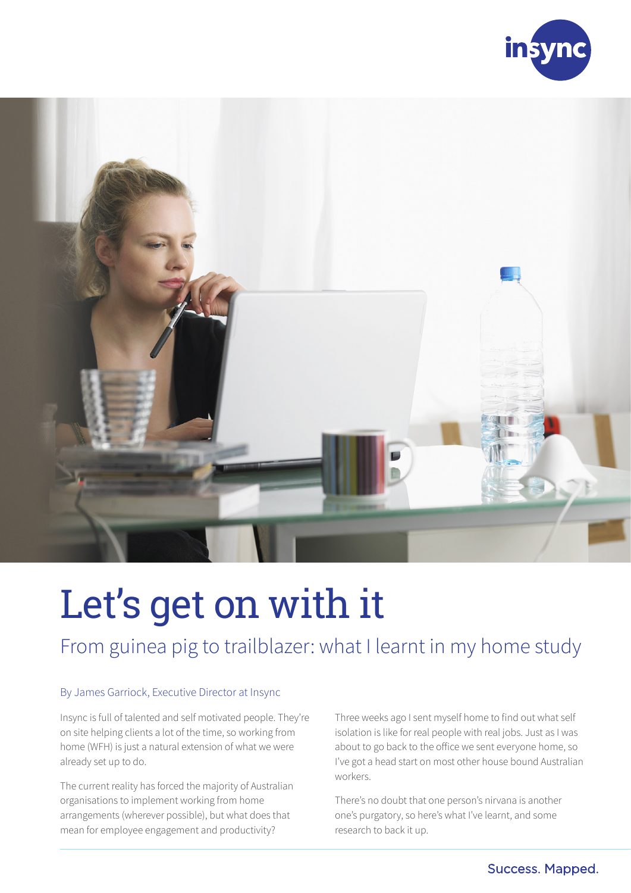# Let's get on with it

## From guinea pig to trailblazer: what I learnt in my home study

By James Garriock, Executive Director at Insync

Insync is full of talented and self motivated people. They're on site helping clients a lot of the time, so working from home (WFH) is just a natural extension of what we were already set up to do.

The current reality has forced the majority of Australian organisations to implement working from home arrangements (wherever possible), but what does that mean for employee engagement and productivity?

Three weeks ago I sent myself home to find out what self isolation is like for real people with real jobs. Just as I was about to go back to the office we sent everyone home, so I've got a head start on most other house bound Australian workers.

There's no doubt that one person's nirvana is another one's purgatory, so here's what I've learnt, and some research to back it up.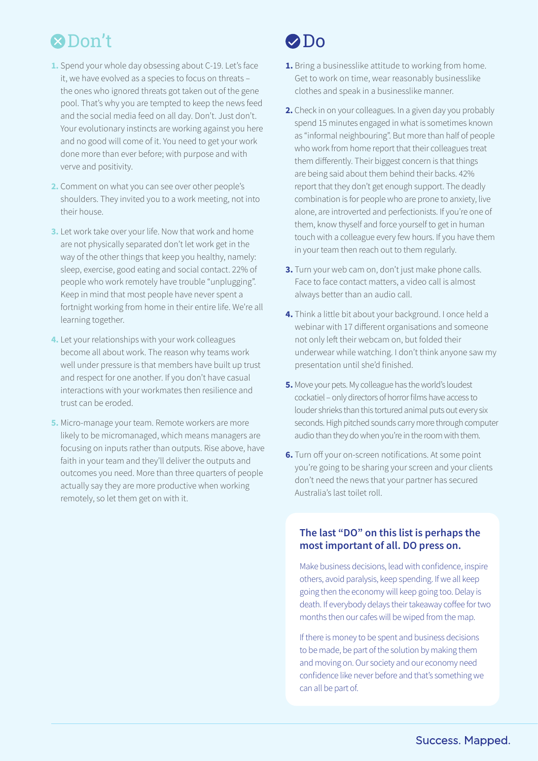## Don't

1. Spend your whole day obsessing about C-19. Let's face it, we have evolved as a species to focus on threats – the ones who ignored threats got taken out of the gene pool. That's why you are tempted to keep the news feed and the social media feed on all day. Don't. Just don't. Your evolutionary instincts are working against you here and no good will come of it. You need to get your work done more than ever before; with purpose and with verve and positivity.
2. Comment on what you can see over other people's shoulders. They invited you to a work meeting, not into their house.
3. Let work take over your life. Now that work and home are not physically separated don't let work get in the way of the other things that keep you healthy, namely: sleep, exercise, good eating and social contact. 22% of people who work remotely have trouble "unplugging". Keep in mind that most people have never spent a fortnight working from home in their entire life. We're all learning together.
4. Let your relationships with your work colleagues become all about work. The reason why teams work well under pressure is that members have built up trust and respect for one another. If you don't have casual interactions with your workmates then resilience and trust can be eroded.
5. Micro-manage your team. Remote workers are more likely to be micromanaged, which means managers are focusing on inputs rather than outputs. Rise above, have faith in your team and they'll deliver the outputs and outcomes you need. More than three quarters of people actually say they are more productive when working remotely, so let them get on with it.

## Do

1. Bring a businesslike attitude to working from home. Get to work on time, wear reasonably businesslike clothes and speak in a businesslike manner.
2. Check in on your colleagues. In a given day you probably spend 15 minutes engaged in what is sometimes known as "informal neighbouring". But more than half of people who work from home report that their colleagues treat them differently. Their biggest concern is that things are being said about them behind their backs. 42% report that they don't get enough support. The deadly combination is for people who are prone to anxiety, live alone, are introverted and perfectionists. If you're one of them, know thyself and force yourself to get in human touch with a colleague every few hours. If you have them in your team then reach out to them regularly.
3. Turn your web cam on, don't just make phone calls. Face to face contact matters, a video call is almost always better than an audio call.
4. Think a little bit about your background. I once held a webinar with 17 different organisations and someone not only left their webcam on, but folded their underwear while watching. I don't think anyone saw my presentation until she'd finished.
5. Move your pets. My colleague has the world's loudest cockatiel – only directors of horror films have access to louder shrieks than this tortured animal puts out every six seconds. High pitched sounds carry more through computer audio than they do when you're in the room with them.
6. Turn off your on-screen notifications. At some point you're going to be sharing your screen and your clients don't need the news that your partner has secured Australia's last toilet roll.

### The last "DO" on this list is perhaps the most important of all. DO press on.

Make business decisions, lead with confidence, inspire others, avoid paralysis, keep spending. If we all keep going then the economy will keep going too. Delay is death. If everybody delays their takeaway coffee for two months then our cafes will be wiped from the map.

If there is money to be spent and business decisions to be made, be part of the solution by making them and moving on. Our society and our economy need confidence like never before and that's something we can all be part of.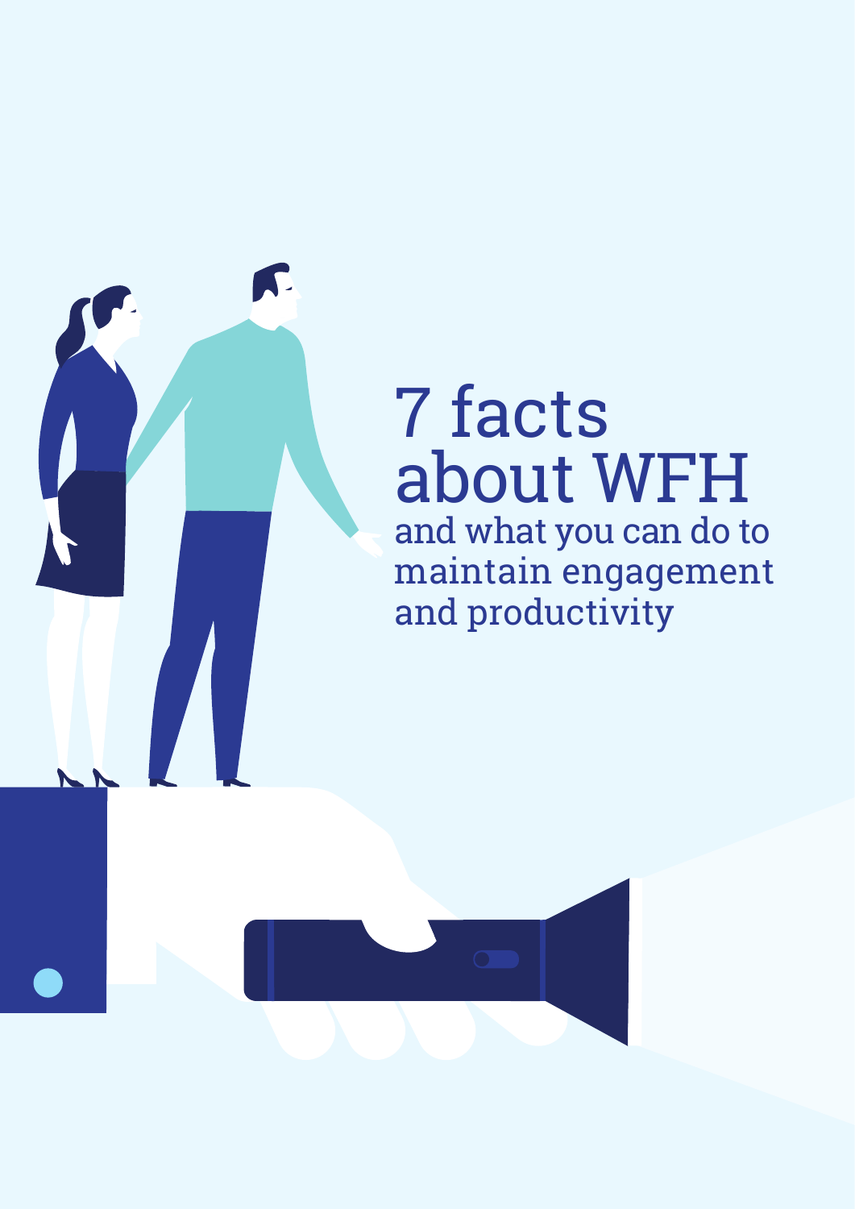# 7 facts about WFH

## and what you can do to maintain engagement and productivity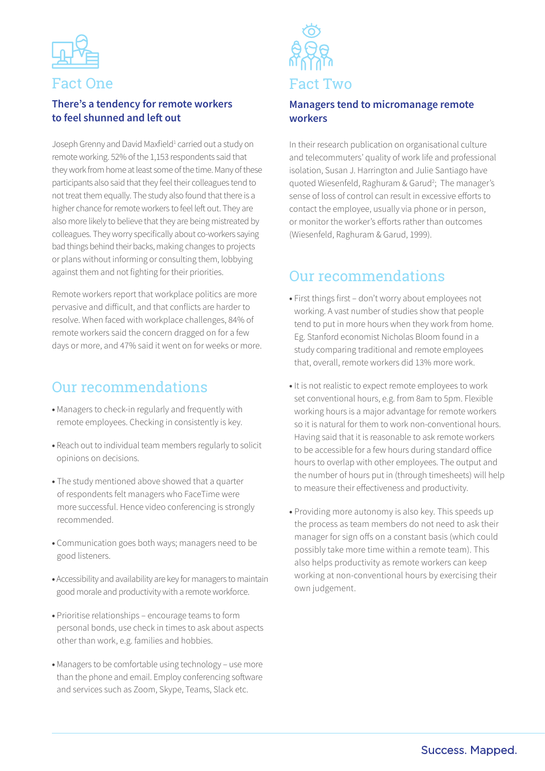## Fact One

### There's a tendency for remote workers to feel shunned and left out

Joseph Grenny and David Maxfield[1] carried out a study on remote working. 52% of the 1,153 respondents said that they work from home at least some of the time. Many of these participants also said that they feel their colleagues tend to not treat them equally. The study also found that there is a higher chance for remote workers to feel left out. They are also more likely to believe that they are being mistreated by colleagues. They worry specifically about co-workers saying bad things behind their backs, making changes to projects or plans without informing or consulting them, lobbying against them and not fighting for their priorities.

Remote workers report that workplace politics are more pervasive and difficult, and that conflicts are harder to resolve. When faced with workplace challenges, 84% of remote workers said the concern dragged on for a few days or more, and 47% said it went on for weeks or more.

## Our recommendations

- Managers to check-in regularly and frequently with remote employees. Checking in consistently is key.
- Reach out to individual team members regularly to solicit opinions on decisions.
- The study mentioned above showed that a quarter of respondents felt managers who FaceTime were more successful. Hence video conferencing is strongly recommended.
- Communication goes both ways; managers need to be good listeners.
- Accessibility and availability are key for managers to maintain good morale and productivity with a remote workforce.
- Prioritise relationships – encourage teams to form personal bonds, use check in times to ask about aspects other than work, e.g. families and hobbies.
- Managers to be comfortable using technology – use more than the phone and email. Employ conferencing software and services such as Zoom, Skype, Teams, Slack etc.

## Fact Two

### Managers tend to micromanage remote workers

In their research publication on organisational culture and telecommuters' quality of work life and professional isolation, Susan J. Harrington and Julie Santiago have quoted Wiesenfeld, Raghuram & Garud[2]; The manager's sense of loss of control can result in excessive efforts to contact the employee, usually via phone or in person, or monitor the worker's efforts rather than outcomes (Wiesenfeld, Raghuram & Garud, 1999).

## Our recommendations

- First things first – don't worry about employees not working. A vast number of studies show that people tend to put in more hours when they work from home. Eg. Stanford economist Nicholas Bloom found in a study comparing traditional and remote employees that, overall, remote workers did 13% more work.
- It is not realistic to expect remote employees to work set conventional hours, e.g. from 8am to 5pm. Flexible working hours is a major advantage for remote workers so it is natural for them to work non-conventional hours. Having said that it is reasonable to ask remote workers to be accessible for a few hours during standard office hours to overlap with other employees. The output and the number of hours put in (through timesheets) will help to measure their effectiveness and productivity.
- Providing more autonomy is also key. This speeds up the process as team members do not need to ask their manager for sign offs on a constant basis (which could possibly take more time within a remote team). This also helps productivity as remote workers can keep working at non-conventional hours by exercising their own judgement.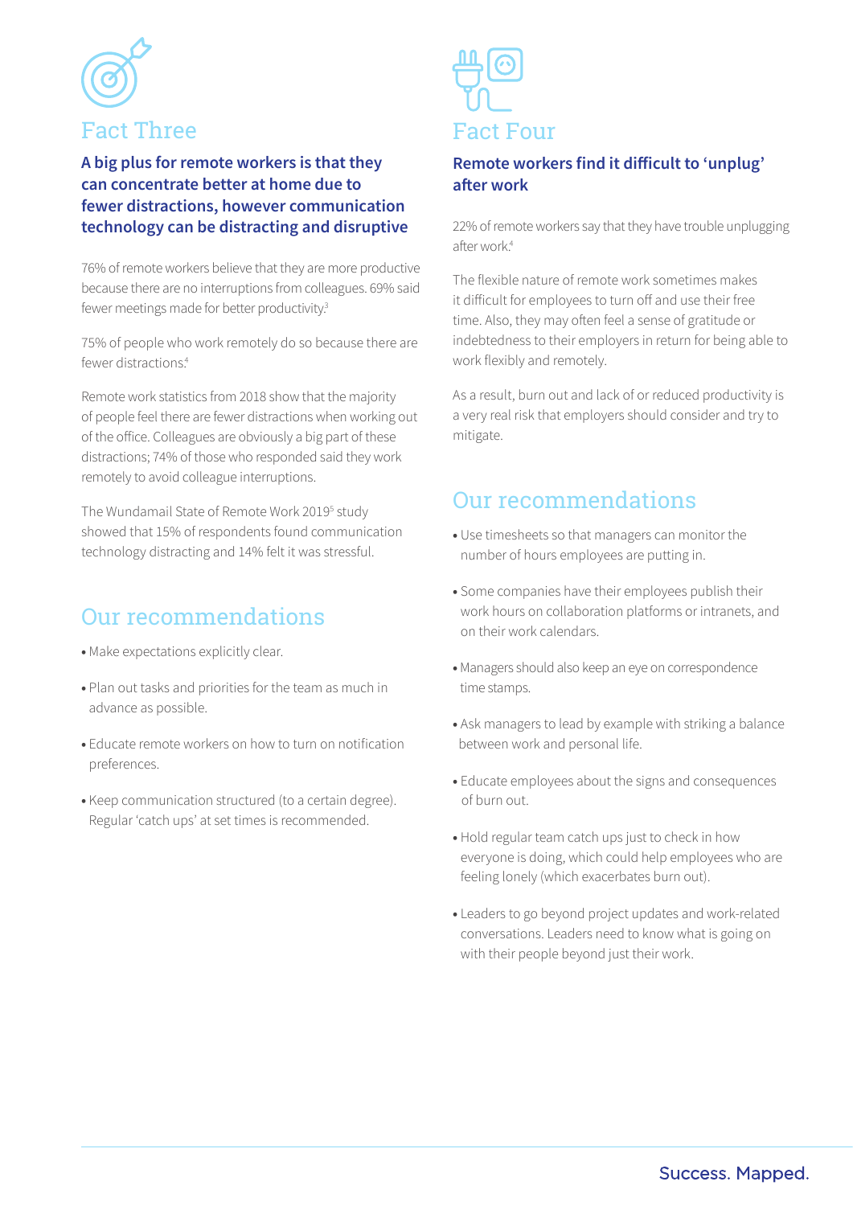## Fact Three

**A big plus for remote workers is that they can concentrate better at home due to fewer distractions, however communication technology can be distracting and disruptive**

76% of remote workers believe that they are more productive because there are no interruptions from colleagues. 69% said fewer meetings made for better productivity.[3]

75% of people who work remotely do so because there are fewer distractions.[4]

Remote work statistics from 2018 show that the majority of people feel there are fewer distractions when working out of the office. Colleagues are obviously a big part of these distractions; 74% of those who responded said they work remotely to avoid colleague interruptions.

The Wundamail State of Remote Work 2019[5] study showed that 15% of respondents found communication technology distracting and 14% felt it was stressful.

### Our recommendations

- Make expectations explicitly clear.
- Plan out tasks and priorities for the team as much in advance as possible.
- Educate remote workers on how to turn on notification preferences.
- Keep communication structured (to a certain degree). Regular 'catch ups' at set times is recommended.

## Fact Four

**Remote workers find it difficult to 'unplug' after work**

22% of remote workers say that they have trouble unplugging after work.[4]

The flexible nature of remote work sometimes makes it difficult for employees to turn off and use their free time. Also, they may often feel a sense of gratitude or indebtedness to their employers in return for being able to work flexibly and remotely.

As a result, burn out and lack of or reduced productivity is a very real risk that employers should consider and try to mitigate.

### Our recommendations

- Use timesheets so that managers can monitor the number of hours employees are putting in.
- Some companies have their employees publish their work hours on collaboration platforms or intranets, and on their work calendars.
- Managers should also keep an eye on correspondence time stamps.
- Ask managers to lead by example with striking a balance between work and personal life.
- Educate employees about the signs and consequences of burn out.
- Hold regular team catch ups just to check in how everyone is doing, which could help employees who are feeling lonely (which exacerbates burn out).
- Leaders to go beyond project updates and work-related conversations. Leaders need to know what is going on with their people beyond just their work.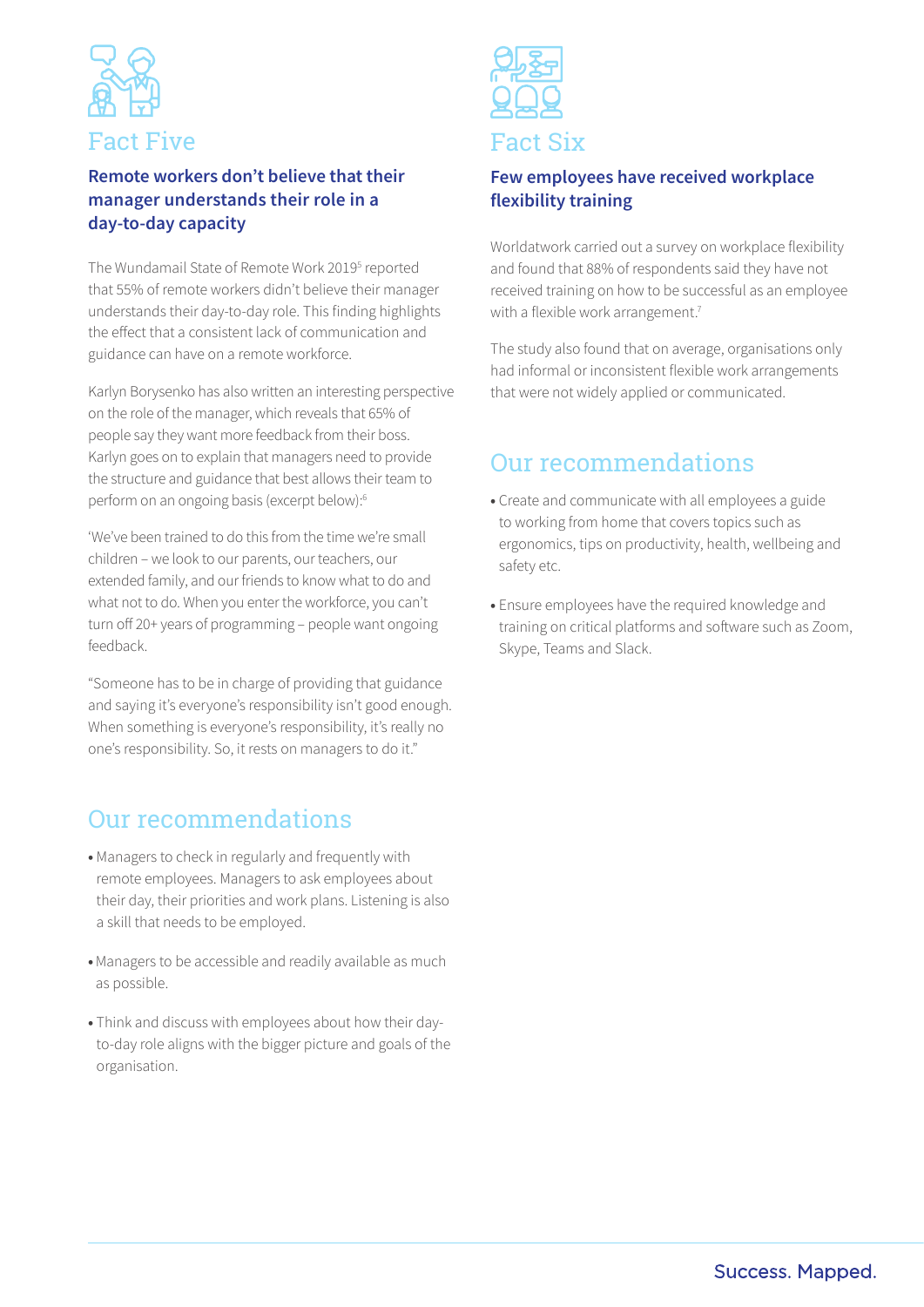## Fact Five

### Remote workers don't believe that their manager understands their role in a day-to-day capacity

The Wundamail State of Remote Work 2019[5] reported that 55% of remote workers didn't believe their manager understands their day-to-day role. This finding highlights the effect that a consistent lack of communication and guidance can have on a remote workforce.

Karlyn Borysenko has also written an interesting perspective on the role of the manager, which reveals that 65% of people say they want more feedback from their boss. Karlyn goes on to explain that managers need to provide the structure and guidance that best allows their team to perform on an ongoing basis (excerpt below):[6]

'We've been trained to do this from the time we're small children – we look to our parents, our teachers, our extended family, and our friends to know what to do and what not to do. When you enter the workforce, you can't turn off 20+ years of programming – people want ongoing feedback.

"Someone has to be in charge of providing that guidance and saying it's everyone's responsibility isn't good enough. When something is everyone's responsibility, it's really no one's responsibility. So, it rests on managers to do it."

## Our recommendations

- Managers to check in regularly and frequently with remote employees. Managers to ask employees about their day, their priorities and work plans. Listening is also a skill that needs to be employed.
- Managers to be accessible and readily available as much as possible.
- Think and discuss with employees about how their day-to-day role aligns with the bigger picture and goals of the organisation.

## Fact Six

### Few employees have received workplace flexibility training

Worldatwork carried out a survey on workplace flexibility and found that 88% of respondents said they have not received training on how to be successful as an employee with a flexible work arrangement.[7]

The study also found that on average, organisations only had informal or inconsistent flexible work arrangements that were not widely applied or communicated.

## Our recommendations

- Create and communicate with all employees a guide to working from home that covers topics such as ergonomics, tips on productivity, health, wellbeing and safety etc.
- Ensure employees have the required knowledge and training on critical platforms and software such as Zoom, Skype, Teams and Slack.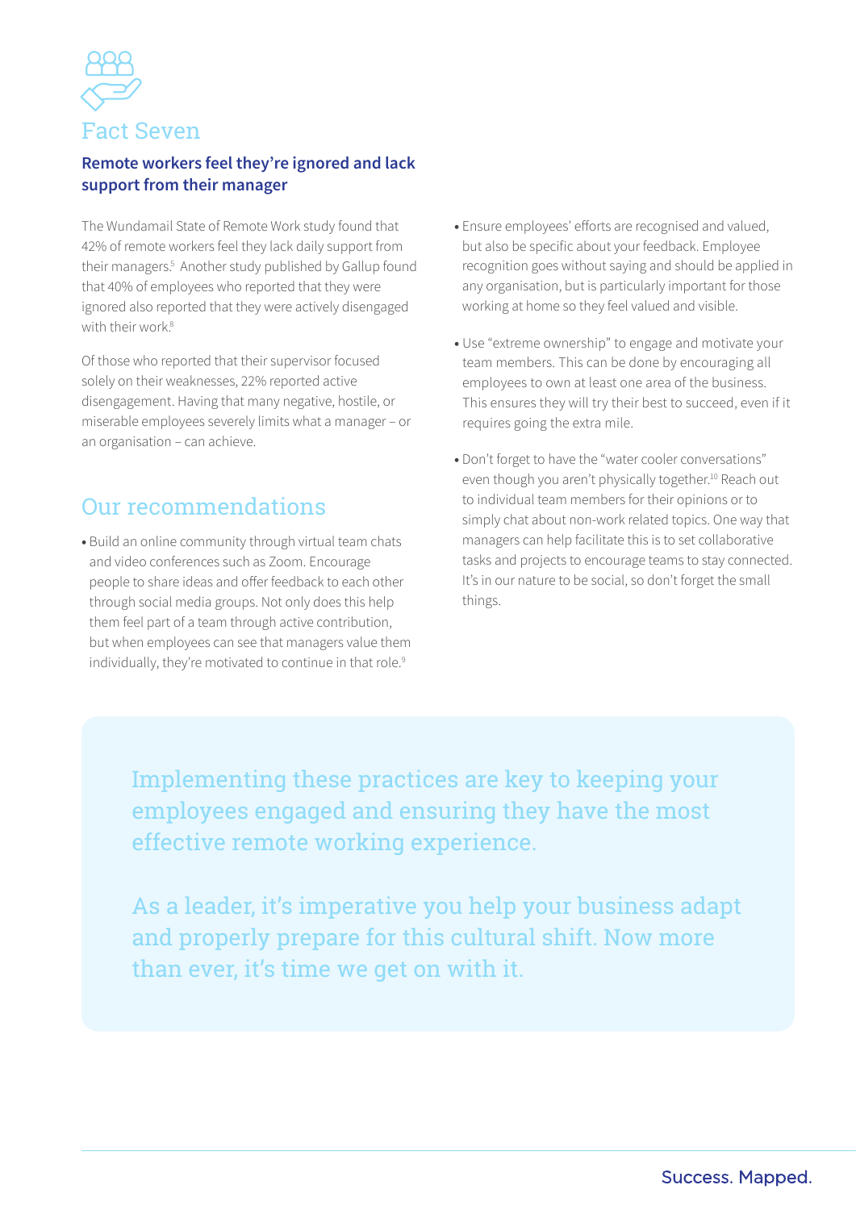## Fact Seven

### Remote workers feel they're ignored and lack support from their manager

The Wundamail State of Remote Work study found that 42% of remote workers feel they lack daily support from their managers.[5] Another study published by Gallup found that 40% of employees who reported that they were ignored also reported that they were actively disengaged with their work.[8]

Of those who reported that their supervisor focused solely on their weaknesses, 22% reported active disengagement. Having that many negative, hostile, or miserable employees severely limits what a manager – or an organisation – can achieve.

## Our recommendations

- Build an online community through virtual team chats and video conferences such as Zoom. Encourage people to share ideas and offer feedback to each other through social media groups. Not only does this help them feel part of a team through active contribution, but when employees can see that managers value them individually, they're motivated to continue in that role.[9]
- Ensure employees' efforts are recognised and valued, but also be specific about your feedback. Employee recognition goes without saying and should be applied in any organisation, but is particularly important for those working at home so they feel valued and visible.
- Use "extreme ownership" to engage and motivate your team members. This can be done by encouraging all employees to own at least one area of the business. This ensures they will try their best to succeed, even if it requires going the extra mile.
- Don't forget to have the "water cooler conversations" even though you aren't physically together.[10] Reach out to individual team members for their opinions or to simply chat about non-work related topics. One way that managers can help facilitate this is to set collaborative tasks and projects to encourage teams to stay connected. It's in our nature to be social, so don't forget the small things.

> Implementing these practices are key to keeping your employees engaged and ensuring they have the most effective remote working experience.
>
> As a leader, it's imperative you help your business adapt and properly prepare for this cultural shift. Now more than ever, it's time we get on with it.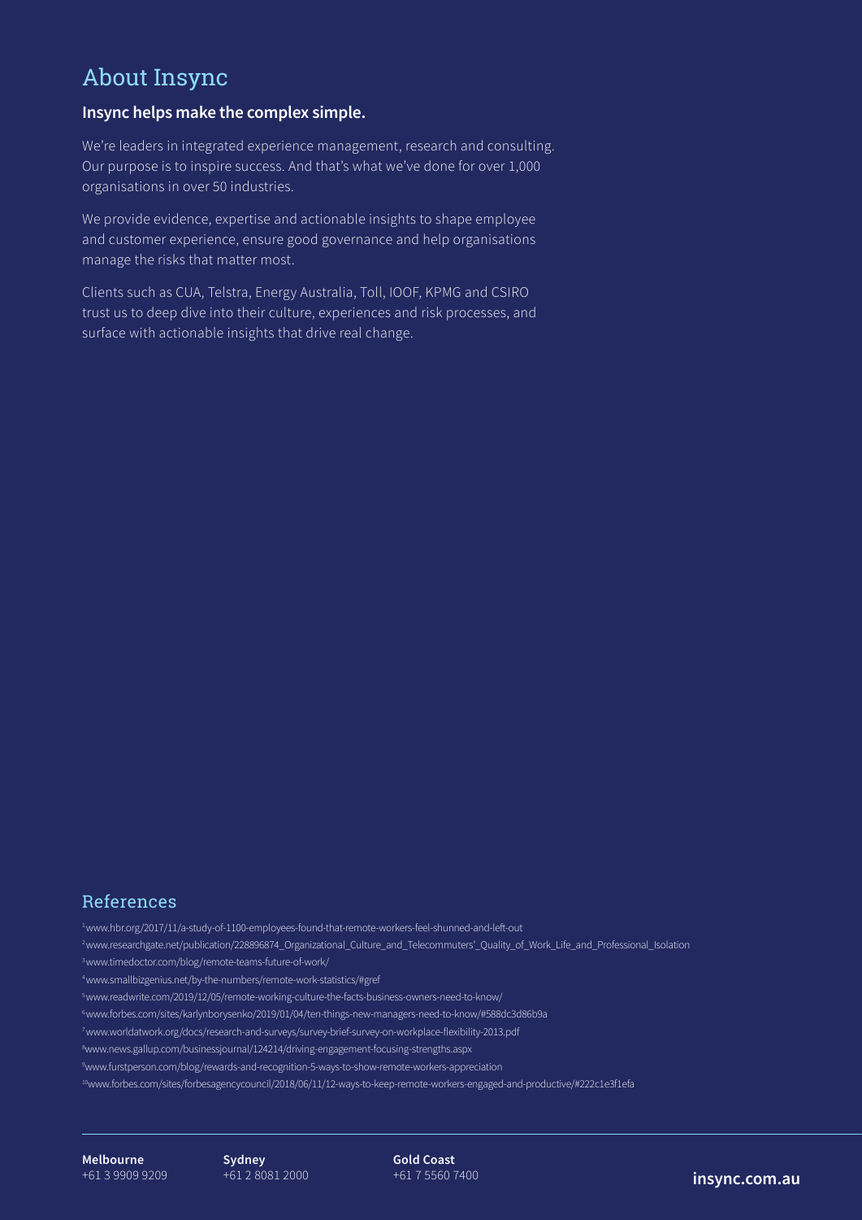## About Insync

**Insync helps make the complex simple.**

We're leaders in integrated experience management, research and consulting. Our purpose is to inspire success. And that's what we've done for over 1,000 organisations in over 50 industries.

We provide evidence, expertise and actionable insights to shape employee and customer experience, ensure good governance and help organisations manage the risks that matter most.

Clients such as CUA, Telstra, Energy Australia, Toll, IOOF, KPMG and CSIRO trust us to deep dive into their culture, experiences and risk processes, and surface with actionable insights that drive real change.

## References

[1] www.hbr.org/2017/11/a-study-of-1100-employees-found-that-remote-workers-feel-shunned-and-left-out

[2] www.researchgate.net/publication/228896874_Organizational_Culture_and_Telecommuters'_Quality_of_Work_Life_and_Professional_Isolation

[3] www.timedoctor.com/blog/remote-teams-future-of-work/

[4] www.smallbizgenius.net/by-the-numbers/remote-work-statistics/#gref

[5] www.readwrite.com/2019/12/05/remote-working-culture-the-facts-business-owners-need-to-know/

[6] www.forbes.com/sites/karlynborysenko/2019/01/04/ten-things-new-managers-need-to-know/#588dc3d86b9a

[7] www.worldatwork.org/docs/research-and-surveys/survey-brief-survey-on-workplace-flexibility-2013.pdf

[8] www.news.gallup.com/businessjournal/124214/driving-engagement-focusing-strengths.aspx

[9] www.furstperson.com/blog/rewards-and-recognition-5-ways-to-show-remote-workers-appreciation

[10] www.forbes.com/sites/forbesagencycouncil/2018/06/11/12-ways-to-keep-remote-workers-engaged-and-productive/#222c1e3f1efa

**Melbourne**
+61 3 9909 9209

**Sydney**
+61 2 8081 2000

**Gold Coast**
+61 7 5560 7400

**insync.com.au**